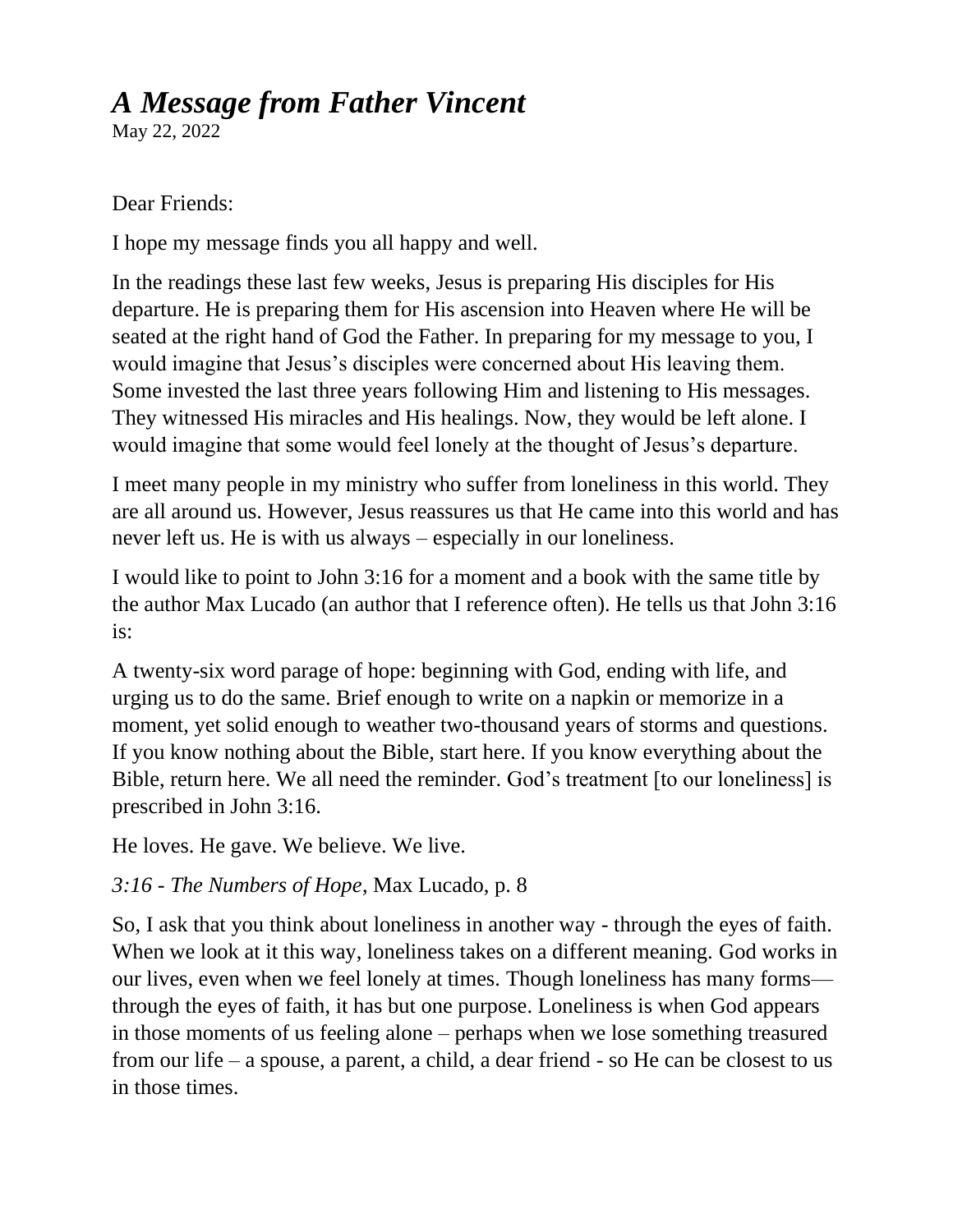# *A Message from Father Vincent*

May 22, 2022

Dear Friends:

I hope my message finds you all happy and well.

In the readings these last few weeks, Jesus is preparing His disciples for His departure. He is preparing them for His ascension into Heaven where He will be seated at the right hand of God the Father. In preparing for my message to you, I would imagine that Jesus's disciples were concerned about His leaving them. Some invested the last three years following Him and listening to His messages. They witnessed His miracles and His healings. Now, they would be left alone. I would imagine that some would feel lonely at the thought of Jesus's departure.

I meet many people in my ministry who suffer from loneliness in this world. They are all around us. However, Jesus reassures us that He came into this world and has never left us. He is with us always – especially in our loneliness.

I would like to point to John 3:16 for a moment and a book with the same title by the author Max Lucado (an author that I reference often). He tells us that John 3:16 is:

A twenty-six word parage of hope: beginning with God, ending with life, and urging us to do the same. Brief enough to write on a napkin or memorize in a moment, yet solid enough to weather two-thousand years of storms and questions. If you know nothing about the Bible, start here. If you know everything about the Bible, return here. We all need the reminder. God's treatment [to our loneliness] is prescribed in John 3:16.

He loves. He gave. We believe. We live.

*3:16 - The Numbers of Hope*, Max Lucado, p. 8

So, I ask that you think about loneliness in another way - through the eyes of faith. When we look at it this way, loneliness takes on a different meaning. God works in our lives, even when we feel lonely at times. Though loneliness has many forms—through the eyes of faith, it has but one purpose. Loneliness is when God appears in those moments of us feeling alone – perhaps when we lose something treasured from our life – a spouse, a parent, a child, a dear friend - so He can be closest to us in those times.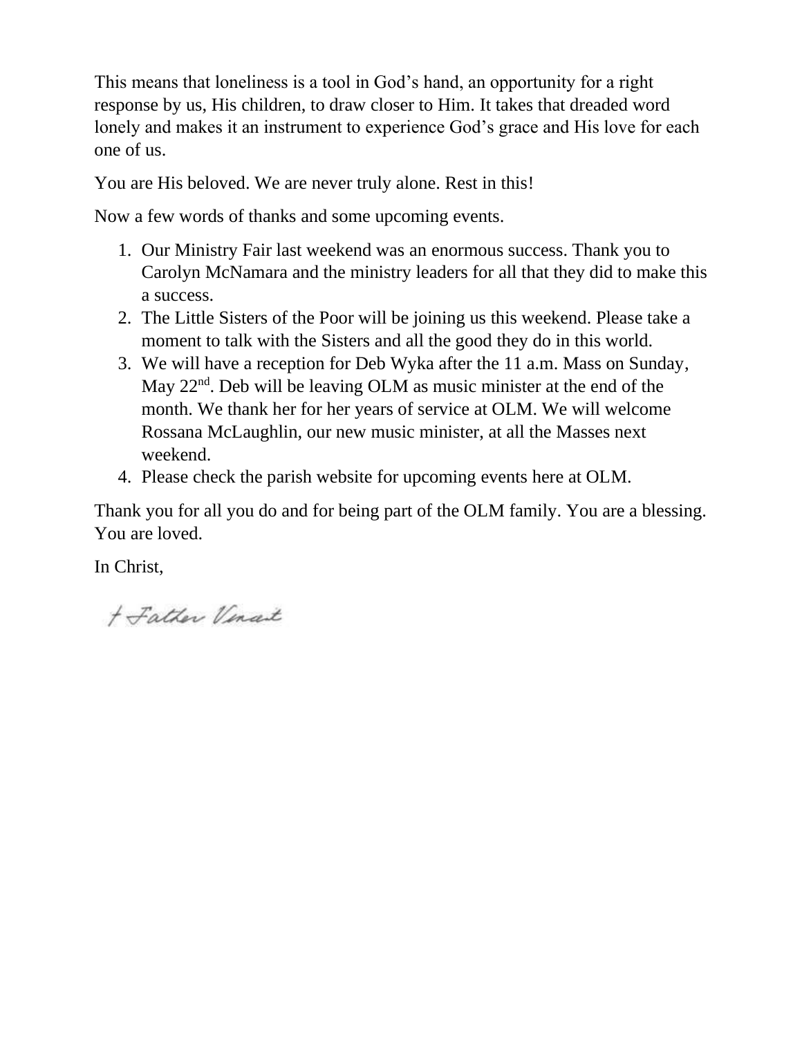This means that loneliness is a tool in God's hand, an opportunity for a right response by us, His children, to draw closer to Him. It takes that dreaded word lonely and makes it an instrument to experience God's grace and His love for each one of us.

You are His beloved. We are never truly alone. Rest in this!

Now a few words of thanks and some upcoming events.

1. Our Ministry Fair last weekend was an enormous success. Thank you to Carolyn McNamara and the ministry leaders for all that they did to make this a success.
2. The Little Sisters of the Poor will be joining us this weekend. Please take a moment to talk with the Sisters and all the good they do in this world.
3. We will have a reception for Deb Wyka after the 11 a.m. Mass on Sunday, May 22nd. Deb will be leaving OLM as music minister at the end of the month. We thank her for her years of service at OLM. We will welcome Rossana McLaughlin, our new music minister, at all the Masses next weekend.
4. Please check the parish website for upcoming events here at OLM.

Thank you for all you do and for being part of the OLM family. You are a blessing. You are loved.

In Christ,

† Father Vincent